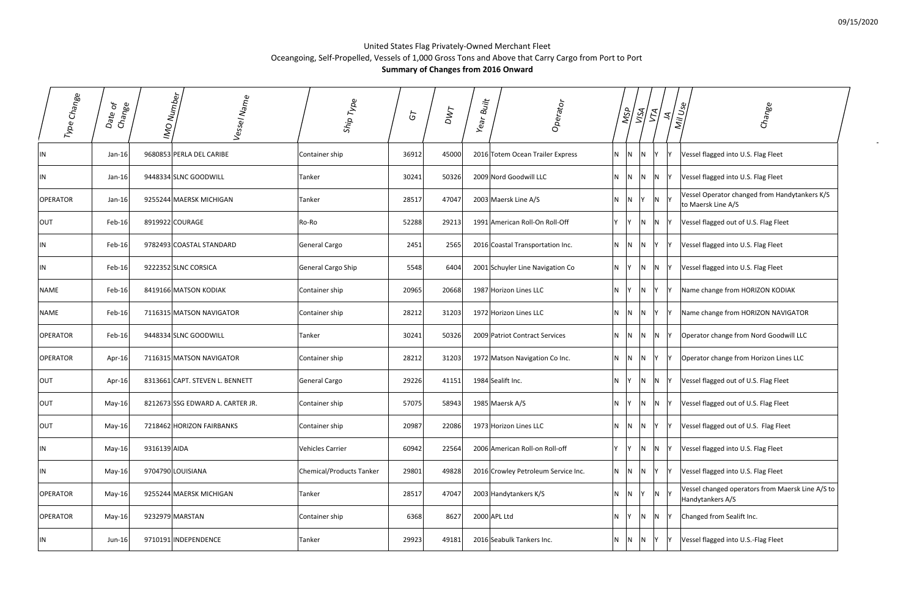United States Flag Privately-Owned Merchant Fleet

Oceangoing, Self-Propelled, Vessels of 1,000 Gross Tons and Above that Carry Cargo from Port to Port

**Summary of Changes from 2016 Onward**

| Type Change | Date of Change | IMO Number | Vessel Name | Ship Type | GT | DWT | Year Built | Operator | MSP | VISA | VTA | JA | Mil Use | Change |
|---|---|---|---|---|---|---|---|---|---|---|---|---|---|---|
| IN | Jan-16 | 9680853 | PERLA DEL CARIBE | Container ship | 36912 | 45000 | 2016 | Totem Ocean Trailer Express | N | N | N | Y | Y | Vessel flagged into U.S. Flag Fleet |
| IN | Jan-16 | 9448334 | SLNC GOODWILL | Tanker | 30241 | 50326 | 2009 | Nord Goodwill LLC | N | N | N | N | Y | Vessel flagged into U.S. Flag Fleet |
| OPERATOR | Jan-16 | 9255244 | MAERSK MICHIGAN | Tanker | 28517 | 47047 | 2003 | Maersk Line A/S | N | N | Y | N | Y | Vessel Operator changed from Handytankers K/S to Maersk Line A/S |
| OUT | Feb-16 | 8919922 | COURAGE | Ro-Ro | 52288 | 29213 | 1991 | American Roll-On Roll-Off | Y | Y | N | N | Y | Vessel flagged out of U.S. Flag Fleet |
| IN | Feb-16 | 9782493 | COASTAL STANDARD | General Cargo | 2451 | 2565 | 2016 | Coastal Transportation Inc. | N | N | N | Y | Y | Vessel flagged into U.S. Flag Fleet |
| IN | Feb-16 | 9222352 | SLNC CORSICA | General Cargo Ship | 5548 | 6404 | 2001 | Schuyler Line Navigation Co | N | Y | N | N | Y | Vessel flagged into U.S. Flag Fleet |
| NAME | Feb-16 | 8419166 | MATSON KODIAK | Container ship | 20965 | 20668 | 1987 | Horizon Lines LLC | N | Y | N | Y | Y | Name change from HORIZON KODIAK |
| NAME | Feb-16 | 7116315 | MATSON NAVIGATOR | Container ship | 28212 | 31203 | 1972 | Horizon Lines LLC | N | N | N | Y | Y | Name change from HORIZON NAVIGATOR |
| OPERATOR | Feb-16 | 9448334 | SLNC GOODWILL | Tanker | 30241 | 50326 | 2009 | Patriot Contract Services | N | N | N | N | Y | Operator change from Nord Goodwill LLC |
| OPERATOR | Apr-16 | 7116315 | MATSON NAVIGATOR | Container ship | 28212 | 31203 | 1972 | Matson Navigation Co Inc. | N | N | N | Y | Y | Operator change from Horizon Lines LLC |
| OUT | Apr-16 | 8313661 | CAPT. STEVEN L. BENNETT | General Cargo | 29226 | 41151 | 1984 | Sealift Inc. | N | Y | N | N | Y | Vessel flagged out of U.S. Flag Fleet |
| OUT | May-16 | 8212673 | SSG EDWARD A. CARTER JR. | Container ship | 57075 | 58943 | 1985 | Maersk A/S | N | Y | N | N | Y | Vessel flagged out of U.S. Flag Fleet |
| OUT | May-16 | 7218462 | HORIZON FAIRBANKS | Container ship | 20987 | 22086 | 1973 | Horizon Lines LLC | N | N | N | Y | Y | Vessel flagged out of U.S.  Flag Fleet |
| IN | May-16 | 9316139 | AIDA | Vehicles Carrier | 60942 | 22564 | 2006 | American Roll-on Roll-off | Y | Y | N | N | Y | Vessel flagged into U.S. Flag Fleet |
| IN | May-16 | 9704790 | LOUISIANA | Chemical/Products Tanker | 29801 | 49828 | 2016 | Crowley Petroleum Service Inc. | N | N | N | Y | Y | Vessel flagged into U.S. Flag Fleet |
| OPERATOR | May-16 | 9255244 | MAERSK MICHIGAN | Tanker | 28517 | 47047 | 2003 | Handytankers K/S | N | N | Y | N | Y | Vessel changed operators from Maersk Line A/S to Handytankers A/S |
| OPERATOR | May-16 | 9232979 | MARSTAN | Container ship | 6368 | 8627 | 2000 | APL Ltd | N | Y | N | N | Y | Changed from Sealift Inc. |
| IN | Jun-16 | 9710191 | INDEPENDENCE | Tanker | 29923 | 49181 | 2016 | Seabulk Tankers Inc. | N | N | N | Y | Y | Vessel flagged into U.S.-Flag Fleet |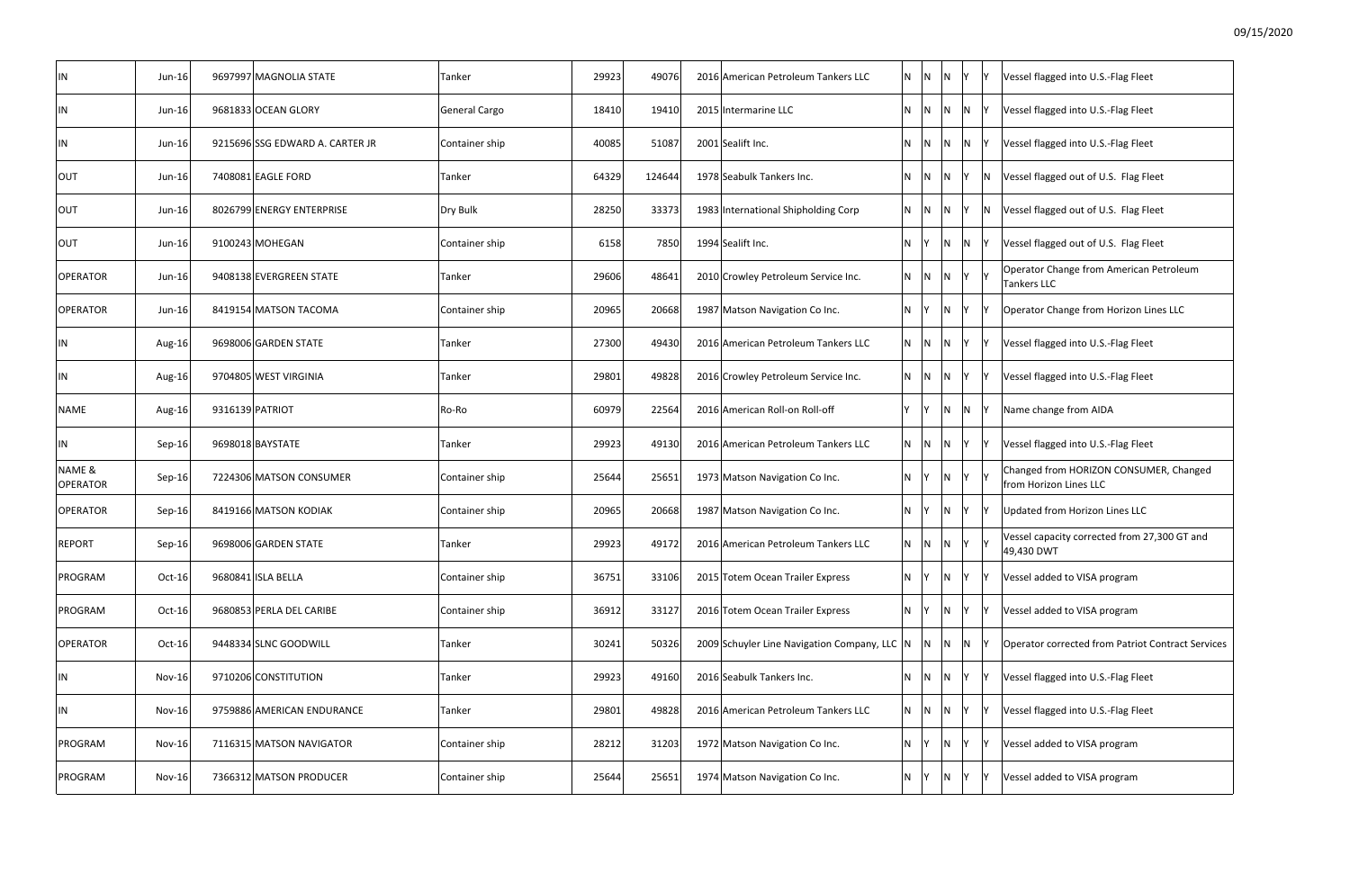| | | | | | | | | | | | | | | |
|---|---|---|---|---|---|---|---|---|---|---|---|---|---|---|
| IN | Jun-16 | 9697997 | MAGNOLIA STATE | Tanker | 29923 | 49076 | 2016 | American Petroleum Tankers LLC | N | N | N | Y | Y | Vessel flagged into U.S.-Flag Fleet |
| IN | Jun-16 | 9681833 | OCEAN GLORY | General Cargo | 18410 | 19410 | 2015 | Intermarine LLC | N | N | N | N | Y | Vessel flagged into U.S.-Flag Fleet |
| IN | Jun-16 | 9215696 | SSG EDWARD A. CARTER JR | Container ship | 40085 | 51087 | 2001 | Sealift Inc. | N | N | N | N | Y | Vessel flagged into U.S.-Flag Fleet |
| OUT | Jun-16 | 7408081 | EAGLE FORD | Tanker | 64329 | 124644 | 1978 | Seabulk Tankers Inc. | N | N | N | Y | N | Vessel flagged out of U.S. Flag Fleet |
| OUT | Jun-16 | 8026799 | ENERGY ENTERPRISE | Dry Bulk | 28250 | 33373 | 1983 | International Shipholding Corp | N | N | N | Y | N | Vessel flagged out of U.S. Flag Fleet |
| OUT | Jun-16 | 9100243 | MOHEGAN | Container ship | 6158 | 7850 | 1994 | Sealift Inc. | N | Y | N | N | Y | Vessel flagged out of U.S. Flag Fleet |
| OPERATOR | Jun-16 | 9408138 | EVERGREEN STATE | Tanker | 29606 | 48641 | 2010 | Crowley Petroleum Service Inc. | N | N | N | Y | Y | Operator Change from American Petroleum Tankers LLC |
| OPERATOR | Jun-16 | 8419154 | MATSON TACOMA | Container ship | 20965 | 20668 | 1987 | Matson Navigation Co Inc. | N | Y | N | Y | Y | Operator Change from Horizon Lines LLC |
| IN | Aug-16 | 9698006 | GARDEN STATE | Tanker | 27300 | 49430 | 2016 | American Petroleum Tankers LLC | N | N | N | Y | Y | Vessel flagged into U.S.-Flag Fleet |
| IN | Aug-16 | 9704805 | WEST VIRGINIA | Tanker | 29801 | 49828 | 2016 | Crowley Petroleum Service Inc. | N | N | N | Y | Y | Vessel flagged into U.S.-Flag Fleet |
| NAME | Aug-16 | 9316139 | PATRIOT | Ro-Ro | 60979 | 22564 | 2016 | American Roll-on Roll-off | Y | Y | N | N | Y | Name change from AIDA |
| IN | Sep-16 | 9698018 | BAYSTATE | Tanker | 29923 | 49130 | 2016 | American Petroleum Tankers LLC | N | N | N | Y | Y | Vessel flagged into U.S.-Flag Fleet |
| NAME & OPERATOR | Sep-16 | 7224306 | MATSON CONSUMER | Container ship | 25644 | 25651 | 1973 | Matson Navigation Co Inc. | N | Y | N | Y | Y | Changed from HORIZON CONSUMER, Changed from Horizon Lines LLC |
| OPERATOR | Sep-16 | 8419166 | MATSON KODIAK | Container ship | 20965 | 20668 | 1987 | Matson Navigation Co Inc. | N | Y | N | Y | Y | Updated from Horizon Lines LLC |
| REPORT | Sep-16 | 9698006 | GARDEN STATE | Tanker | 29923 | 49172 | 2016 | American Petroleum Tankers LLC | N | N | N | Y | Y | Vessel capacity corrected from 27,300 GT and 49,430 DWT |
| PROGRAM | Oct-16 | 9680841 | ISLA BELLA | Container ship | 36751 | 33106 | 2015 | Totem Ocean Trailer Express | N | Y | N | Y | Y | Vessel added to VISA program |
| PROGRAM | Oct-16 | 9680853 | PERLA DEL CARIBE | Container ship | 36912 | 33127 | 2016 | Totem Ocean Trailer Express | N | Y | N | Y | Y | Vessel added to VISA program |
| OPERATOR | Oct-16 | 9448334 | SLNC GOODWILL | Tanker | 30241 | 50326 | 2009 | Schuyler Line Navigation Company, LLC | N | N | N | N | Y | Operator corrected from Patriot Contract Services |
| IN | Nov-16 | 9710206 | CONSTITUTION | Tanker | 29923 | 49160 | 2016 | Seabulk Tankers Inc. | N | N | N | Y | Y | Vessel flagged into U.S.-Flag Fleet |
| IN | Nov-16 | 9759886 | AMERICAN ENDURANCE | Tanker | 29801 | 49828 | 2016 | American Petroleum Tankers LLC | N | N | N | Y | Y | Vessel flagged into U.S.-Flag Fleet |
| PROGRAM | Nov-16 | 7116315 | MATSON NAVIGATOR | Container ship | 28212 | 31203 | 1972 | Matson Navigation Co Inc. | N | Y | N | Y | Y | Vessel added to VISA program |
| PROGRAM | Nov-16 | 7366312 | MATSON PRODUCER | Container ship | 25644 | 25651 | 1974 | Matson Navigation Co Inc. | N | Y | N | Y | Y | Vessel added to VISA program |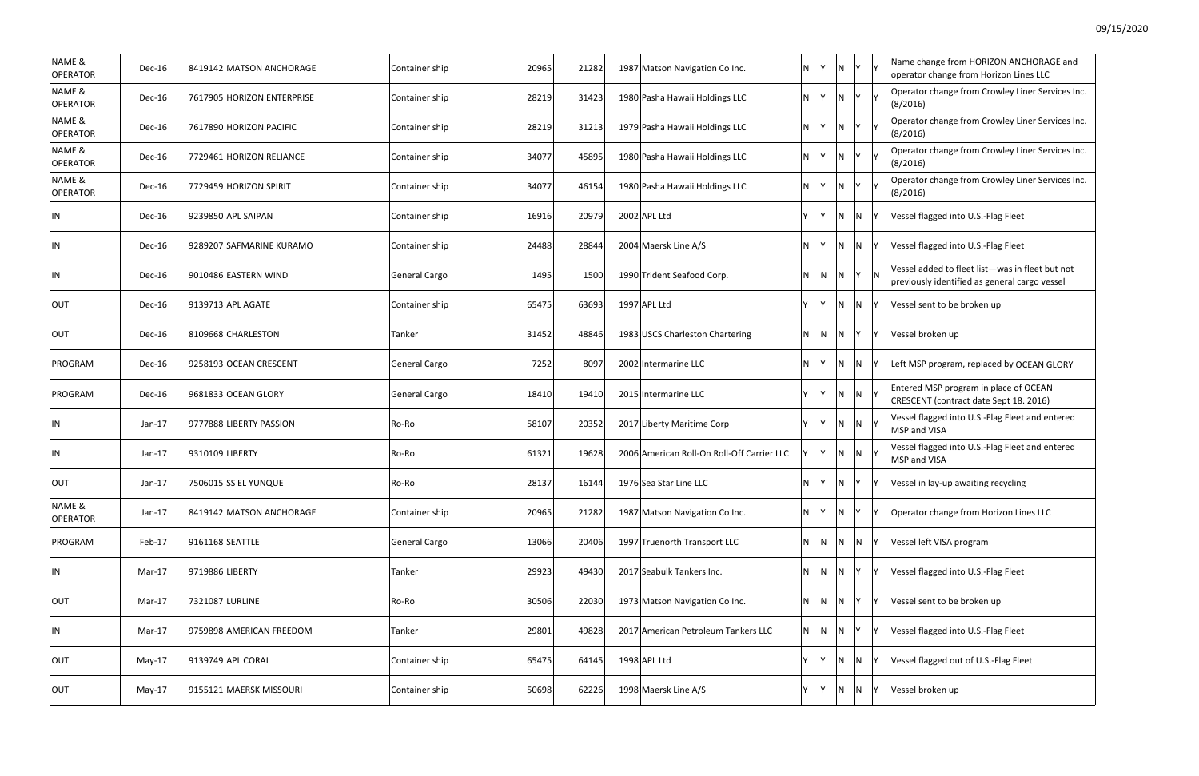| | | | | | | | | | | | | | | |
|---|---|---|---|---|---|---|---|---|---|---|---|---|---|---|
| NAME & OPERATOR | Dec-16 | 8419142 | MATSON ANCHORAGE | Container ship | 20965 | 21282 | 1987 | Matson Navigation Co Inc. | N | Y | N | Y | Y | Name change from HORIZON ANCHORAGE and operator change from Horizon Lines LLC |
| NAME & OPERATOR | Dec-16 | 7617905 | HORIZON ENTERPRISE | Container ship | 28219 | 31423 | 1980 | Pasha Hawaii Holdings LLC | N | Y | N | Y | Y | Operator change from Crowley Liner Services Inc. (8/2016) |
| NAME & OPERATOR | Dec-16 | 7617890 | HORIZON PACIFIC | Container ship | 28219 | 31213 | 1979 | Pasha Hawaii Holdings LLC | N | Y | N | Y | Y | Operator change from Crowley Liner Services Inc. (8/2016) |
| NAME & OPERATOR | Dec-16 | 7729461 | HORIZON RELIANCE | Container ship | 34077 | 45895 | 1980 | Pasha Hawaii Holdings LLC | N | Y | N | Y | Y | Operator change from Crowley Liner Services Inc. (8/2016) |
| NAME & OPERATOR | Dec-16 | 7729459 | HORIZON SPIRIT | Container ship | 34077 | 46154 | 1980 | Pasha Hawaii Holdings LLC | N | Y | N | Y | Y | Operator change from Crowley Liner Services Inc. (8/2016) |
| IN | Dec-16 | 9239850 | APL SAIPAN | Container ship | 16916 | 20979 | 2002 | APL Ltd | Y | Y | N | N | Y | Vessel flagged into U.S.-Flag Fleet |
| IN | Dec-16 | 9289207 | SAFMARINE KURAMO | Container ship | 24488 | 28844 | 2004 | Maersk Line A/S | N | Y | N | N | Y | Vessel flagged into U.S.-Flag Fleet |
| IN | Dec-16 | 9010486 | EASTERN WIND | General Cargo | 1495 | 1500 | 1990 | Trident Seafood Corp. | N | N | N | Y | N | Vessel added to fleet list—was in fleet but not previously identified as general cargo vessel |
| OUT | Dec-16 | 9139713 | APL AGATE | Container ship | 65475 | 63693 | 1997 | APL Ltd | Y | Y | N | N | Y | Vessel sent to be broken up |
| OUT | Dec-16 | 8109668 | CHARLESTON | Tanker | 31452 | 48846 | 1983 | USCS Charleston Chartering | N | N | N | Y | Y | Vessel broken up |
| PROGRAM | Dec-16 | 9258193 | OCEAN CRESCENT | General Cargo | 7252 | 8097 | 2002 | Intermarine LLC | N | Y | N | N | Y | Left MSP program, replaced by OCEAN GLORY |
| PROGRAM | Dec-16 | 9681833 | OCEAN GLORY | General Cargo | 18410 | 19410 | 2015 | Intermarine LLC | Y | Y | N | N | Y | Entered MSP program in place of OCEAN CRESCENT (contract date Sept 18. 2016) |
| IN | Jan-17 | 9777888 | LIBERTY PASSION | Ro-Ro | 58107 | 20352 | 2017 | Liberty Maritime Corp | Y | Y | N | N | Y | Vessel flagged into U.S.-Flag Fleet and entered MSP and VISA |
| IN | Jan-17 | 9310109 | LIBERTY | Ro-Ro | 61321 | 19628 | 2006 | American Roll-On Roll-Off Carrier LLC | Y | Y | N | N | Y | Vessel flagged into U.S.-Flag Fleet and entered MSP and VISA |
| OUT | Jan-17 | 7506015 | SS EL YUNQUE | Ro-Ro | 28137 | 16144 | 1976 | Sea Star Line LLC | N | Y | N | Y | Y | Vessel in lay-up awaiting recycling |
| NAME & OPERATOR | Jan-17 | 8419142 | MATSON ANCHORAGE | Container ship | 20965 | 21282 | 1987 | Matson Navigation Co Inc. | N | Y | N | Y | Y | Operator change from Horizon Lines LLC |
| PROGRAM | Feb-17 | 9161168 | SEATTLE | General Cargo | 13066 | 20406 | 1997 | Truenorth Transport LLC | N | N | N | N | Y | Vessel left VISA program |
| IN | Mar-17 | 9719886 | LIBERTY | Tanker | 29923 | 49430 | 2017 | Seabulk Tankers Inc. | N | N | N | Y | Y | Vessel flagged into U.S.-Flag Fleet |
| OUT | Mar-17 | 7321087 | LURLINE | Ro-Ro | 30506 | 22030 | 1973 | Matson Navigation Co Inc. | N | N | N | Y | Y | Vessel sent to be broken up |
| IN | Mar-17 | 9759898 | AMERICAN FREEDOM | Tanker | 29801 | 49828 | 2017 | American Petroleum Tankers LLC | N | N | N | Y | Y | Vessel flagged into U.S.-Flag Fleet |
| OUT | May-17 | 9139749 | APL CORAL | Container ship | 65475 | 64145 | 1998 | APL Ltd | Y | Y | N | N | Y | Vessel flagged out of U.S.-Flag Fleet |
| OUT | May-17 | 9155121 | MAERSK MISSOURI | Container ship | 50698 | 62226 | 1998 | Maersk Line A/S | Y | Y | N | N | Y | Vessel broken up |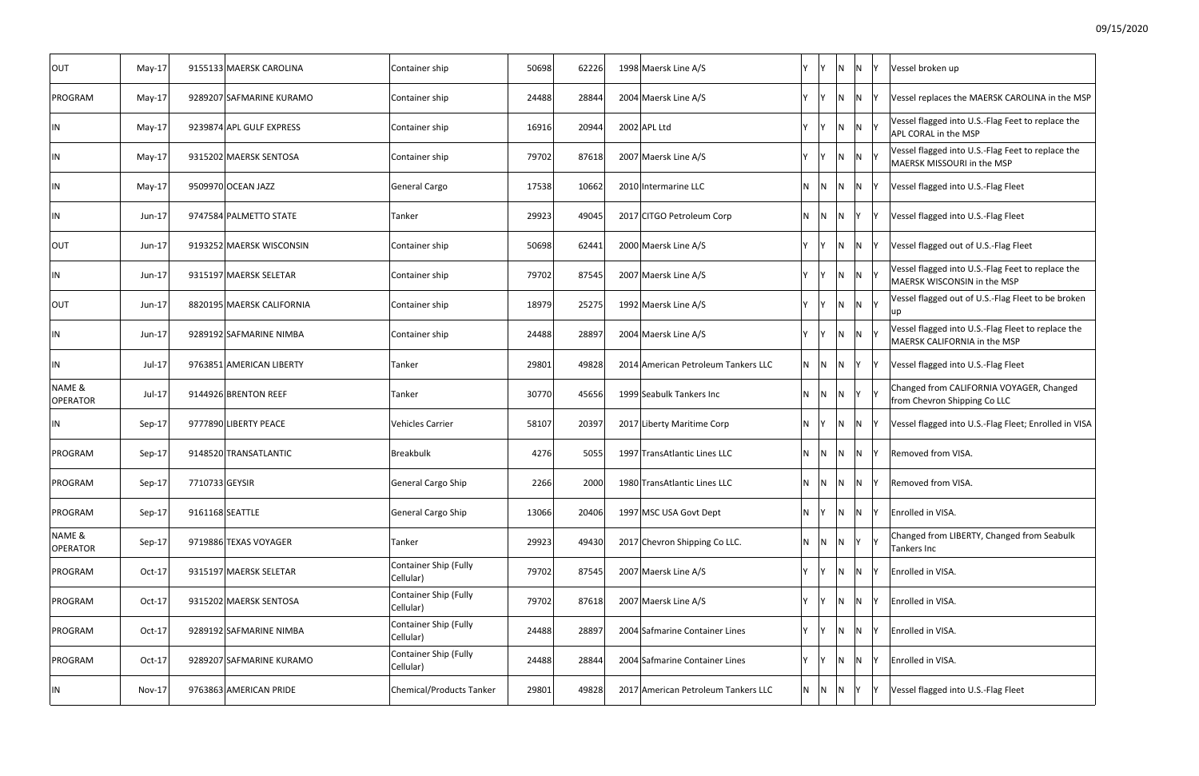| | | | | | | | | | | | | | | |
|---|---|---|---|---|---|---|---|---|---|---|---|---|---|---|
| OUT | May-17 | 9155133 | MAERSK CAROLINA | Container ship | 50698 | 62226 | 1998 | Maersk Line A/S | Y | Y | N | N | Y | Vessel broken up |
| PROGRAM | May-17 | 9289207 | SAFMARINE KURAMO | Container ship | 24488 | 28844 | 2004 | Maersk Line A/S | Y | Y | N | N | Y | Vessel replaces the MAERSK CAROLINA in the MSP |
| IN | May-17 | 9239874 | APL GULF EXPRESS | Container ship | 16916 | 20944 | 2002 | APL Ltd | Y | Y | N | N | Y | Vessel flagged into U.S.-Flag Feet to replace the APL CORAL in the MSP |
| IN | May-17 | 9315202 | MAERSK SENTOSA | Container ship | 79702 | 87618 | 2007 | Maersk Line A/S | Y | Y | N | N | Y | Vessel flagged into U.S.-Flag Feet to replace the MAERSK MISSOURI in the MSP |
| IN | May-17 | 9509970 | OCEAN JAZZ | General Cargo | 17538 | 10662 | 2010 | Intermarine LLC | N | N | N | N | Y | Vessel flagged into U.S.-Flag Fleet |
| IN | Jun-17 | 9747584 | PALMETTO STATE | Tanker | 29923 | 49045 | 2017 | CITGO Petroleum Corp | N | N | N | Y | Y | Vessel flagged into U.S.-Flag Fleet |
| OUT | Jun-17 | 9193252 | MAERSK WISCONSIN | Container ship | 50698 | 62441 | 2000 | Maersk Line A/S | Y | Y | N | N | Y | Vessel flagged out of U.S.-Flag Fleet |
| IN | Jun-17 | 9315197 | MAERSK SELETAR | Container ship | 79702 | 87545 | 2007 | Maersk Line A/S | Y | Y | N | N | Y | Vessel flagged into U.S.-Flag Feet to replace the MAERSK WISCONSIN in the MSP |
| OUT | Jun-17 | 8820195 | MAERSK CALIFORNIA | Container ship | 18979 | 25275 | 1992 | Maersk Line A/S | Y | Y | N | N | Y | Vessel flagged out of U.S.-Flag Fleet to be broken up |
| IN | Jun-17 | 9289192 | SAFMARINE NIMBA | Container ship | 24488 | 28897 | 2004 | Maersk Line A/S | Y | Y | N | N | Y | Vessel flagged into U.S.-Flag Fleet to replace the MAERSK CALIFORNIA in the MSP |
| IN | Jul-17 | 9763851 | AMERICAN LIBERTY | Tanker | 29801 | 49828 | 2014 | American Petroleum Tankers LLC | N | N | N | Y | Y | Vessel flagged into U.S.-Flag Fleet |
| NAME & OPERATOR | Jul-17 | 9144926 | BRENTON REEF | Tanker | 30770 | 45656 | 1999 | Seabulk Tankers Inc | N | N | N | Y | Y | Changed from CALIFORNIA VOYAGER, Changed from Chevron Shipping Co LLC |
| IN | Sep-17 | 9777890 | LIBERTY PEACE | Vehicles Carrier | 58107 | 20397 | 2017 | Liberty Maritime Corp | N | Y | N | N | Y | Vessel flagged into U.S.-Flag Fleet; Enrolled in VISA |
| PROGRAM | Sep-17 | 9148520 | TRANSATLANTIC | Breakbulk | 4276 | 5055 | 1997 | TransAtlantic Lines LLC | N | N | N | N | Y | Removed from VISA. |
| PROGRAM | Sep-17 | 7710733 | GEYSIR | General Cargo Ship | 2266 | 2000 | 1980 | TransAtlantic Lines LLC | N | N | N | N | Y | Removed from VISA. |
| PROGRAM | Sep-17 | 9161168 | SEATTLE | General Cargo Ship | 13066 | 20406 | 1997 | MSC USA Govt Dept | N | Y | N | N | Y | Enrolled in VISA. |
| NAME & OPERATOR | Sep-17 | 9719886 | TEXAS VOYAGER | Tanker | 29923 | 49430 | 2017 | Chevron Shipping Co LLC. | N | N | N | Y | Y | Changed from LIBERTY, Changed from Seabulk Tankers Inc |
| PROGRAM | Oct-17 | 9315197 | MAERSK SELETAR | Container Ship (Fully Cellular) | 79702 | 87545 | 2007 | Maersk Line A/S | Y | Y | N | N | Y | Enrolled in VISA. |
| PROGRAM | Oct-17 | 9315202 | MAERSK SENTOSA | Container Ship (Fully Cellular) | 79702 | 87618 | 2007 | Maersk Line A/S | Y | Y | N | N | Y | Enrolled in VISA. |
| PROGRAM | Oct-17 | 9289192 | SAFMARINE NIMBA | Container Ship (Fully Cellular) | 24488 | 28897 | 2004 | Safmarine Container Lines | Y | Y | N | N | Y | Enrolled in VISA. |
| PROGRAM | Oct-17 | 9289207 | SAFMARINE KURAMO | Container Ship (Fully Cellular) | 24488 | 28844 | 2004 | Safmarine Container Lines | Y | Y | N | N | Y | Enrolled in VISA. |
| IN | Nov-17 | 9763863 | AMERICAN PRIDE | Chemical/Products Tanker | 29801 | 49828 | 2017 | American Petroleum Tankers LLC | N | N | N | Y | Y | Vessel flagged into U.S.-Flag Fleet |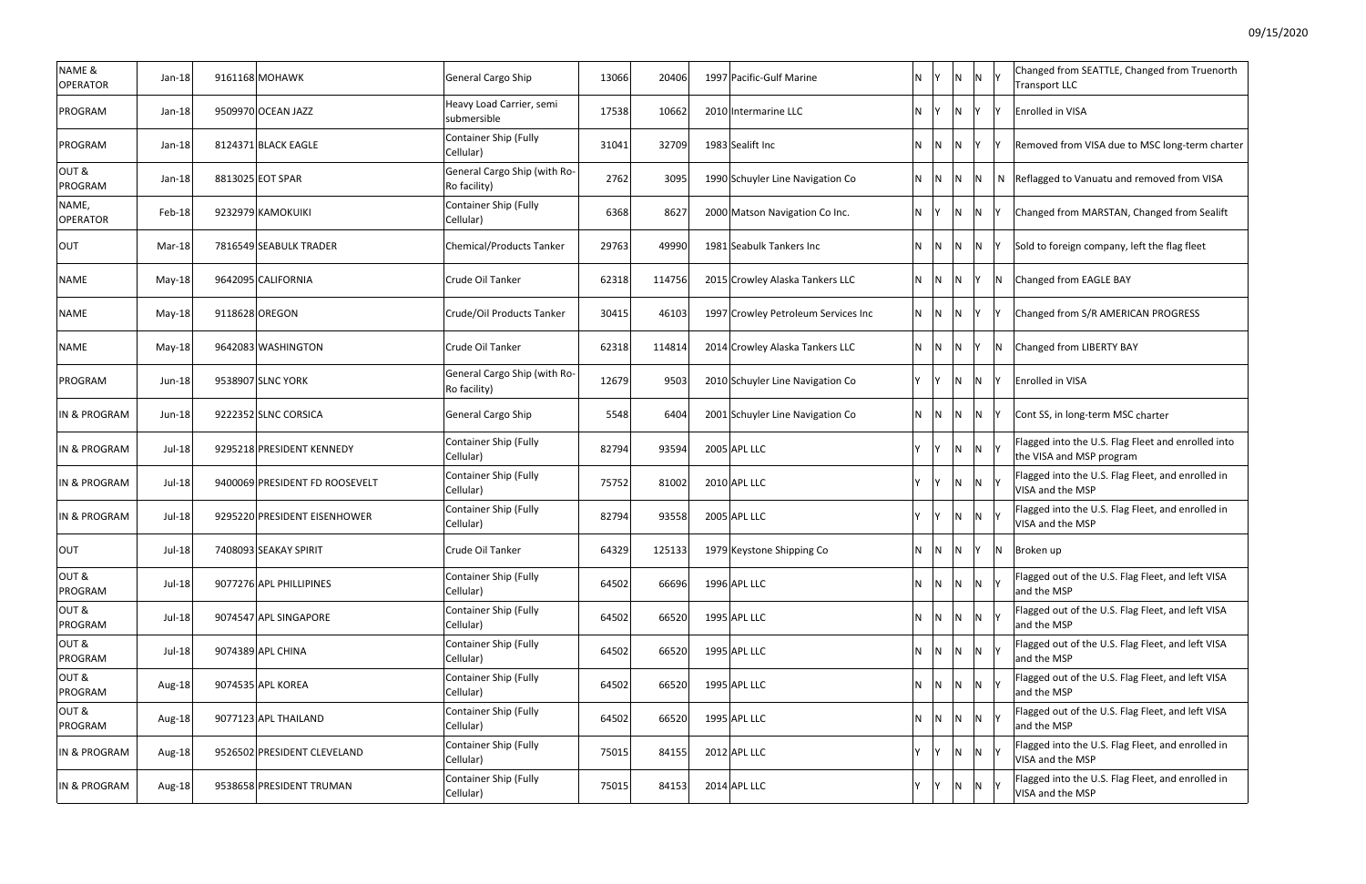| NAME & OPERATOR | Jan-18 | 9161168 | MOHAWK | General Cargo Ship | 13066 | 20406 | 1997 | Pacific-Gulf Marine | N | Y | N | N | Y | Changed from SEATTLE, Changed from Truenorth Transport LLC |
|---|---|---|---|---|---|---|---|---|---|---|---|---|---|---|
| PROGRAM | Jan-18 | 9509970 | OCEAN JAZZ | Heavy Load Carrier, semi submersible | 17538 | 10662 | 2010 | Intermarine LLC | N | Y | N | Y | Y | Enrolled in VISA |
| PROGRAM | Jan-18 | 8124371 | BLACK EAGLE | Container Ship (Fully Cellular) | 31041 | 32709 | 1983 | Sealift Inc | N | N | N | Y | Y | Removed from VISA due to MSC long-term charter |
| OUT & PROGRAM | Jan-18 | 8813025 | EOT SPAR | General Cargo Ship (with Ro-Ro facility) | 2762 | 3095 | 1990 | Schuyler Line Navigation Co | N | N | N | N | N | Reflagged to Vanuatu and removed from VISA |
| NAME, OPERATOR | Feb-18 | 9232979 | KAMOKUIKI | Container Ship (Fully Cellular) | 6368 | 8627 | 2000 | Matson Navigation Co Inc. | N | Y | N | N | Y | Changed from MARSTAN, Changed from Sealift |
| OUT | Mar-18 | 7816549 | SEABULK TRADER | Chemical/Products Tanker | 29763 | 49990 | 1981 | Seabulk Tankers Inc | N | N | N | N | Y | Sold to foreign company, left the flag fleet |
| NAME | May-18 | 9642095 | CALIFORNIA | Crude Oil Tanker | 62318 | 114756 | 2015 | Crowley Alaska Tankers LLC | N | N | N | Y | N | Changed from EAGLE BAY |
| NAME | May-18 | 9118628 | OREGON | Crude/Oil Products Tanker | 30415 | 46103 | 1997 | Crowley Petroleum Services Inc | N | N | N | Y | Y | Changed from S/R AMERICAN PROGRESS |
| NAME | May-18 | 9642083 | WASHINGTON | Crude Oil Tanker | 62318 | 114814 | 2014 | Crowley Alaska Tankers LLC | N | N | N | Y | N | Changed from LIBERTY BAY |
| PROGRAM | Jun-18 | 9538907 | SLNC YORK | General Cargo Ship (with Ro-Ro facility) | 12679 | 9503 | 2010 | Schuyler Line Navigation Co | Y | Y | N | N | Y | Enrolled in VISA |
| IN & PROGRAM | Jun-18 | 9222352 | SLNC CORSICA | General Cargo Ship | 5548 | 6404 | 2001 | Schuyler Line Navigation Co | N | N | N | N | Y | Cont SS, in long-term MSC charter |
| IN & PROGRAM | Jul-18 | 9295218 | PRESIDENT KENNEDY | Container Ship (Fully Cellular) | 82794 | 93594 | 2005 | APL LLC | Y | Y | N | N | Y | Flagged into the U.S. Flag Fleet and enrolled into the VISA and MSP program |
| IN & PROGRAM | Jul-18 | 9400069 | PRESIDENT FD ROOSEVELT | Container Ship (Fully Cellular) | 75752 | 81002 | 2010 | APL LLC | Y | Y | N | N | Y | Flagged into the U.S. Flag Fleet, and enrolled in VISA and the MSP |
| IN & PROGRAM | Jul-18 | 9295220 | PRESIDENT EISENHOWER | Container Ship (Fully Cellular) | 82794 | 93558 | 2005 | APL LLC | Y | Y | N | N | Y | Flagged into the U.S. Flag Fleet, and enrolled in VISA and the MSP |
| OUT | Jul-18 | 7408093 | SEAKAY SPIRIT | Crude Oil Tanker | 64329 | 125133 | 1979 | Keystone Shipping Co | N | N | N | Y | N | Broken up |
| OUT & PROGRAM | Jul-18 | 9077276 | APL PHILLIPINES | Container Ship (Fully Cellular) | 64502 | 66696 | 1996 | APL LLC | N | N | N | N | Y | Flagged out of the U.S. Flag Fleet, and left VISA and the MSP |
| OUT & PROGRAM | Jul-18 | 9074547 | APL SINGAPORE | Container Ship (Fully Cellular) | 64502 | 66520 | 1995 | APL LLC | N | N | N | N | Y | Flagged out of the U.S. Flag Fleet, and left VISA and the MSP |
| OUT & PROGRAM | Jul-18 | 9074389 | APL CHINA | Container Ship (Fully Cellular) | 64502 | 66520 | 1995 | APL LLC | N | N | N | N | Y | Flagged out of the U.S. Flag Fleet, and left VISA and the MSP |
| OUT & PROGRAM | Aug-18 | 9074535 | APL KOREA | Container Ship (Fully Cellular) | 64502 | 66520 | 1995 | APL LLC | N | N | N | N | Y | Flagged out of the U.S. Flag Fleet, and left VISA and the MSP |
| OUT & PROGRAM | Aug-18 | 9077123 | APL THAILAND | Container Ship (Fully Cellular) | 64502 | 66520 | 1995 | APL LLC | N | N | N | N | Y | Flagged out of the U.S. Flag Fleet, and left VISA and the MSP |
| IN & PROGRAM | Aug-18 | 9526502 | PRESIDENT CLEVELAND | Container Ship (Fully Cellular) | 75015 | 84155 | 2012 | APL LLC | Y | Y | N | N | Y | Flagged into the U.S. Flag Fleet, and enrolled in VISA and the MSP |
| IN & PROGRAM | Aug-18 | 9538658 | PRESIDENT TRUMAN | Container Ship (Fully Cellular) | 75015 | 84153 | 2014 | APL LLC | Y | Y | N | N | Y | Flagged into the U.S. Flag Fleet, and enrolled in VISA and the MSP |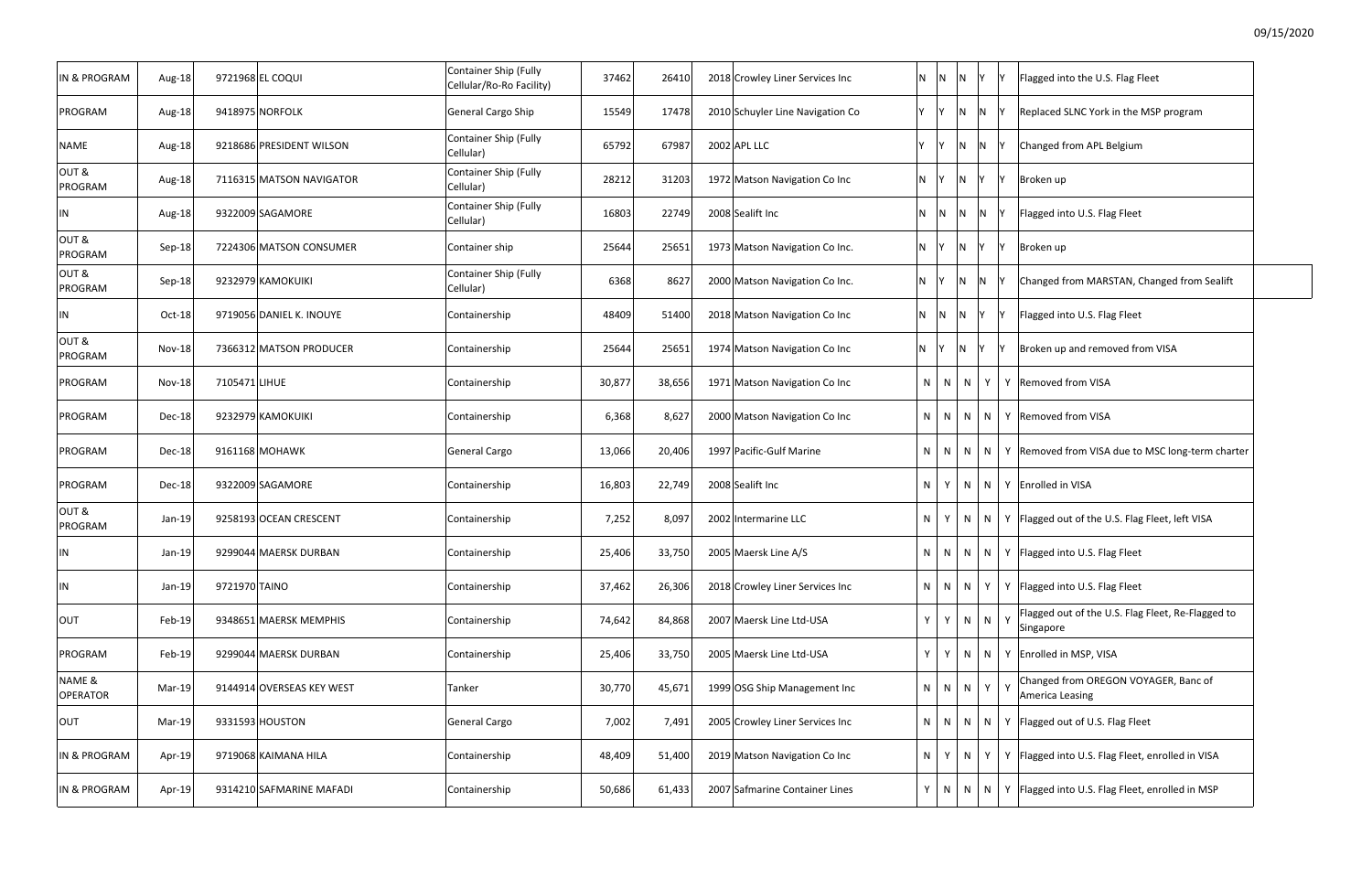| | | | | | | | | | | | | | | |
|---|---|---|---|---|---|---|---|---|---|---|---|---|---|---|
| IN & PROGRAM | Aug-18 | 9721968 | EL COQUI | Container Ship (Fully Cellular/Ro-Ro Facility) | 37462 | 26410 | 2018 | Crowley Liner Services Inc | N | N | N | Y | Y | Flagged into the U.S. Flag Fleet |
| PROGRAM | Aug-18 | 9418975 | NORFOLK | General Cargo Ship | 15549 | 17478 | 2010 | Schuyler Line Navigation Co | Y | Y | N | N | Y | Replaced SLNC York in the MSP program |
| NAME | Aug-18 | 9218686 | PRESIDENT WILSON | Container Ship (Fully Cellular) | 65792 | 67987 | 2002 | APL LLC | Y | Y | N | N | Y | Changed from APL Belgium |
| OUT & PROGRAM | Aug-18 | 7116315 | MATSON NAVIGATOR | Container Ship (Fully Cellular) | 28212 | 31203 | 1972 | Matson Navigation Co Inc | N | Y | N | Y | Y | Broken up |
| IN | Aug-18 | 9322009 | SAGAMORE | Container Ship (Fully Cellular) | 16803 | 22749 | 2008 | Sealift Inc | N | N | N | N | Y | Flagged into U.S. Flag Fleet |
| OUT & PROGRAM | Sep-18 | 7224306 | MATSON CONSUMER | Container ship | 25644 | 25651 | 1973 | Matson Navigation Co Inc. | N | Y | N | Y | Y | Broken up |
| OUT & PROGRAM | Sep-18 | 9232979 | KAMOKUIKI | Container Ship (Fully Cellular) | 6368 | 8627 | 2000 | Matson Navigation Co Inc. | N | Y | N | N | Y | Changed from MARSTAN, Changed from Sealift |
| IN | Oct-18 | 9719056 | DANIEL K. INOUYE | Containership | 48409 | 51400 | 2018 | Matson Navigation Co Inc | N | N | N | Y | Y | Flagged into U.S. Flag Fleet |
| OUT & PROGRAM | Nov-18 | 7366312 | MATSON PRODUCER | Containership | 25644 | 25651 | 1974 | Matson Navigation Co Inc | N | Y | N | Y | Y | Broken up and removed from VISA |
| PROGRAM | Nov-18 | 7105471 | LIHUE | Containership | 30,877 | 38,656 | 1971 | Matson Navigation Co Inc | N | N | N | Y | Y | Removed from VISA |
| PROGRAM | Dec-18 | 9232979 | KAMOKUIKI | Containership | 6,368 | 8,627 | 2000 | Matson Navigation Co Inc | N | N | N | N | Y | Removed from VISA |
| PROGRAM | Dec-18 | 9161168 | MOHAWK | General Cargo | 13,066 | 20,406 | 1997 | Pacific-Gulf Marine | N | N | N | N | Y | Removed from VISA due to MSC long-term charter |
| PROGRAM | Dec-18 | 9322009 | SAGAMORE | Containership | 16,803 | 22,749 | 2008 | Sealift Inc | N | Y | N | N | Y | Enrolled in VISA |
| OUT & PROGRAM | Jan-19 | 9258193 | OCEAN CRESCENT | Containership | 7,252 | 8,097 | 2002 | Intermarine LLC | N | Y | N | N | Y | Flagged out of the U.S. Flag Fleet, left VISA |
| IN | Jan-19 | 9299044 | MAERSK DURBAN | Containership | 25,406 | 33,750 | 2005 | Maersk Line A/S | N | N | N | N | Y | Flagged into U.S. Flag Fleet |
| IN | Jan-19 | 9721970 | TAINO | Containership | 37,462 | 26,306 | 2018 | Crowley Liner Services Inc | N | N | N | Y | Y | Flagged into U.S. Flag Fleet |
| OUT | Feb-19 | 9348651 | MAERSK MEMPHIS | Containership | 74,642 | 84,868 | 2007 | Maersk Line Ltd-USA | Y | Y | N | N | Y | Flagged out of the U.S. Flag Fleet, Re-Flagged to Singapore |
| PROGRAM | Feb-19 | 9299044 | MAERSK DURBAN | Containership | 25,406 | 33,750 | 2005 | Maersk Line Ltd-USA | Y | Y | N | N | Y | Enrolled in MSP, VISA |
| NAME & OPERATOR | Mar-19 | 9144914 | OVERSEAS KEY WEST | Tanker | 30,770 | 45,671 | 1999 | OSG Ship Management Inc | N | N | N | Y | Y | Changed from OREGON VOYAGER, Banc of America Leasing |
| OUT | Mar-19 | 9331593 | HOUSTON | General Cargo | 7,002 | 7,491 | 2005 | Crowley Liner Services Inc | N | N | N | N | Y | Flagged out of U.S. Flag Fleet |
| IN & PROGRAM | Apr-19 | 9719068 | KAIMANA HILA | Containership | 48,409 | 51,400 | 2019 | Matson Navigation Co Inc | N | Y | N | Y | Y | Flagged into U.S. Flag Fleet, enrolled in VISA |
| IN & PROGRAM | Apr-19 | 9314210 | SAFMARINE MAFADI | Containership | 50,686 | 61,433 | 2007 | Safmarine Container Lines | Y | N | N | N | Y | Flagged into U.S. Flag Fleet, enrolled in MSP |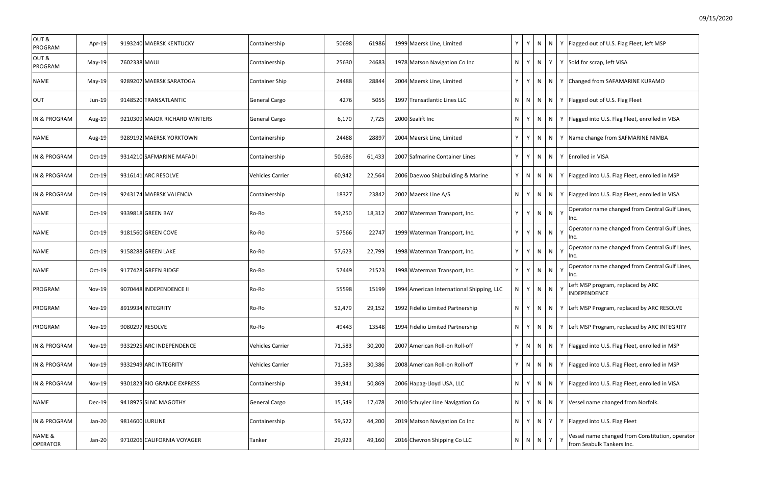| | | | | | | | | | | | | | | |
|---|---|---|---|---|---|---|---|---|---|---|---|---|---|---|
| OUT & PROGRAM | Apr-19 | 9193240 | MAERSK KENTUCKY | Containership | 50698 | 61986 | 1999 | Maersk Line, Limited | Y | Y | N | N | Y | Flagged out of U.S. Flag Fleet, left MSP |
| OUT & PROGRAM | May-19 | 7602338 | MAUI | Containership | 25630 | 24683 | 1978 | Matson Navigation Co Inc | N | Y | N | Y | Y | Sold for scrap, left VISA |
| NAME | May-19 | 9289207 | MAERSK SARATOGA | Container Ship | 24488 | 28844 | 2004 | Maersk Line, Limited | Y | Y | N | N | Y | Changed from SAFAMARINE KURAMO |
| OUT | Jun-19 | 9148520 | TRANSATLANTIC | General Cargo | 4276 | 5055 | 1997 | Transatlantic Lines LLC | N | N | N | N | Y | Flagged out of U.S. Flag Fleet |
| IN & PROGRAM | Aug-19 | 9210309 | MAJOR RICHARD WINTERS | General Cargo | 6,170 | 7,725 | 2000 | Sealift Inc | N | Y | N | N | Y | Flagged into U.S. Flag Fleet, enrolled in VISA |
| NAME | Aug-19 | 9289192 | MAERSK YORKTOWN | Containership | 24488 | 28897 | 2004 | Maersk Line, Limited | Y | Y | N | N | Y | Name change from SAFMARINE NIMBA |
| IN & PROGRAM | Oct-19 | 9314210 | SAFMARINE MAFADI | Containership | 50,686 | 61,433 | 2007 | Safmarine Container Lines | Y | Y | N | N | Y | Enrolled in VISA |
| IN & PROGRAM | Oct-19 | 9316141 | ARC RESOLVE | Vehicles Carrier | 60,942 | 22,564 | 2006 | Daewoo Shipbuilding & Marine | Y | N | N | N | Y | Flagged into U.S. Flag Fleet, enrolled in MSP |
| IN & PROGRAM | Oct-19 | 9243174 | MAERSK VALENCIA | Containership | 18327 | 23842 | 2002 | Maersk Line A/S | N | Y | N | N | Y | Flagged into U.S. Flag Fleet, enrolled in VISA |
| NAME | Oct-19 | 9339818 | GREEN BAY | Ro-Ro | 59,250 | 18,312 | 2007 | Waterman Transport, Inc. | Y | Y | N | N | Y | Operator name changed from Central Gulf Lines, Inc. |
| NAME | Oct-19 | 9181560 | GREEN COVE | Ro-Ro | 57566 | 22747 | 1999 | Waterman Transport, Inc. | Y | Y | N | N | Y | Operator name changed from Central Gulf Lines, Inc. |
| NAME | Oct-19 | 9158288 | GREEN LAKE | Ro-Ro | 57,623 | 22,799 | 1998 | Waterman Transport, Inc. | Y | Y | N | N | Y | Operator name changed from Central Gulf Lines, Inc. |
| NAME | Oct-19 | 9177428 | GREEN RIDGE | Ro-Ro | 57449 | 21523 | 1998 | Waterman Transport, Inc. | Y | Y | N | N | Y | Operator name changed from Central Gulf Lines, Inc. |
| PROGRAM | Nov-19 | 9070448 | INDEPENDENCE II | Ro-Ro | 55598 | 15199 | 1994 | American International Shipping, LLC | N | Y | N | N | Y | Left MSP program, replaced by ARC INDEPENDENCE |
| PROGRAM | Nov-19 | 8919934 | INTEGRITY | Ro-Ro | 52,479 | 29,152 | 1992 | Fidelio Limited Partnership | N | Y | N | N | Y | Left MSP Program, replaced by ARC RESOLVE |
| PROGRAM | Nov-19 | 9080297 | RESOLVE | Ro-Ro | 49443 | 13548 | 1994 | Fidelio Limited Partnership | N | Y | N | N | Y | Left MSP Program, replaced by ARC INTEGRITY |
| IN & PROGRAM | Nov-19 | 9332925 | ARC INDEPENDENCE | Vehicles Carrier | 71,583 | 30,200 | 2007 | American Roll-on Roll-off | Y | N | N | N | Y | Flagged into U.S. Flag Fleet, enrolled in MSP |
| IN & PROGRAM | Nov-19 | 9332949 | ARC INTEGRITY | Vehicles Carrier | 71,583 | 30,386 | 2008 | American Roll-on Roll-off | Y | N | N | N | Y | Flagged into U.S. Flag Fleet, enrolled in MSP |
| IN & PROGRAM | Nov-19 | 9301823 | RIO GRANDE EXPRESS | Containership | 39,941 | 50,869 | 2006 | Hapag-Lloyd USA, LLC | N | Y | N | N | Y | Flagged into U.S. Flag Fleet, enrolled in VISA |
| NAME | Dec-19 | 9418975 | SLNC MAGOTHY | General Cargo | 15,549 | 17,478 | 2010 | Schuyler Line Navigation Co | N | Y | N | N | Y | Vessel name changed from Norfolk. |
| IN & PROGRAM | Jan-20 | 9814600 | LURLINE | Containership | 59,522 | 44,200 | 2019 | Matson Navigation Co Inc | N | Y | N | Y | Y | Flagged into U.S. Flag Fleet |
| NAME & OPERATOR | Jan-20 | 9710206 | CALIFORNIA VOYAGER | Tanker | 29,923 | 49,160 | 2016 | Chevron Shipping Co LLC | N | N | N | Y | Y | Vessel name changed from Constitution, operator from Seabulk Tankers Inc. |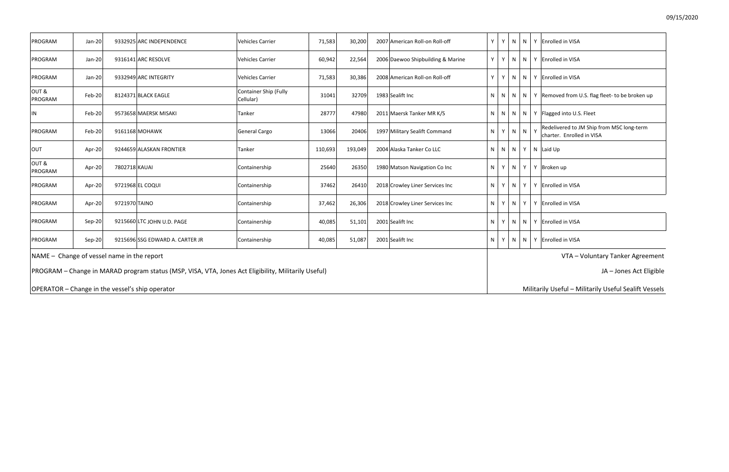| | | | | | | | | | | | | | | |
|---|---|---|---|---|---|---|---|---|---|---|---|---|---|---|
| PROGRAM | Jan-20 | 9332925 | ARC INDEPENDENCE | Vehicles Carrier | 71,583 | 30,200 | 2007 | American Roll-on Roll-off | Y | Y | N | N | Y | Enrolled in VISA |
| PROGRAM | Jan-20 | 9316141 | ARC RESOLVE | Vehicles Carrier | 60,942 | 22,564 | 2006 | Daewoo Shipbuilding & Marine | Y | Y | N | N | Y | Enrolled in VISA |
| PROGRAM | Jan-20 | 9332949 | ARC INTEGRITY | Vehicles Carrier | 71,583 | 30,386 | 2008 | American Roll-on Roll-off | Y | Y | N | N | Y | Enrolled in VISA |
| OUT & PROGRAM | Feb-20 | 8124371 | BLACK EAGLE | Container Ship (Fully Cellular) | 31041 | 32709 | 1983 | Sealift Inc | N | N | N | N | Y | Removed from U.S. flag fleet- to be broken up |
| IN | Feb-20 | 9573658 | MAERSK MISAKI | Tanker | 28777 | 47980 | 2011 | Maersk Tanker MR K/S | N | N | N | N | Y | Flagged into U.S. Fleet |
| PROGRAM | Feb-20 | 9161168 | MOHAWK | General Cargo | 13066 | 20406 | 1997 | Military Sealift Command | N | Y | N | N | Y | Redelivered to JM Ship from MSC long-term charter. Enrolled in VISA |
| OUT | Apr-20 | 9244659 | ALASKAN FRONTIER | Tanker | 110,693 | 193,049 | 2004 | Alaska Tanker Co LLC | N | N | N | Y | N | Laid Up |
| OUT & PROGRAM | Apr-20 | 7802718 | KAUAI | Containership | 25640 | 26350 | 1980 | Matson Navigation Co Inc | N | Y | N | Y | Y | Broken up |
| PROGRAM | Apr-20 | 9721968 | EL COQUI | Containership | 37462 | 26410 | 2018 | Crowley Liner Services Inc | N | Y | N | Y | Y | Enrolled in VISA |
| PROGRAM | Apr-20 | 9721970 | TAINO | Containership | 37,462 | 26,306 | 2018 | Crowley Liner Services Inc | N | Y | N | Y | Y | Enrolled in VISA |
| PROGRAM | Sep-20 | 9215660 | LTC JOHN U.D. PAGE | Containership | 40,085 | 51,101 | 2001 | Sealift Inc | N | Y | N | N | Y | Enrolled in VISA |
| PROGRAM | Sep-20 | 9215696 | SSG EDWARD A. CARTER JR | Containership | 40,085 | 51,087 | 2001 | Sealift Inc | N | Y | N | N | Y | Enrolled in VISA |

NAME – Change of vessel name in the report

PROGRAM – Change in MARAD program status (MSP, VISA, VTA, Jones Act Eligibility, Militarily Useful)

OPERATOR – Change in the vessel's ship operator

VTA – Voluntary Tanker Agreement

JA – Jones Act Eligible

Militarily Useful – Militarily Useful Sealift Vessels